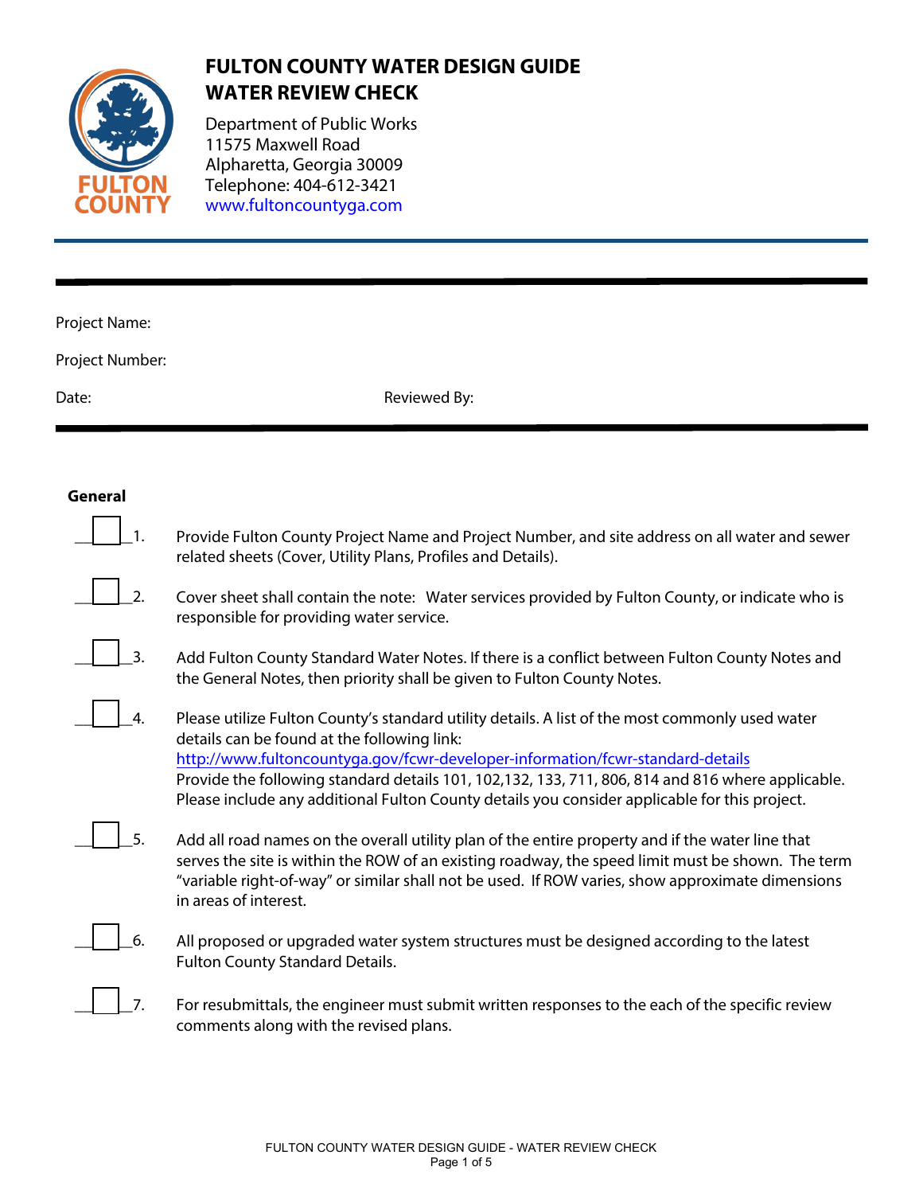# FULTON COUNTY WATER DESIGN GUIDE
# WATER REVIEW CHECK

Department of Public Works
11575 Maxwell Road
Alpharetta, Georgia 30009
Telephone: 404-612-3421
www.fultoncountyga.com

---

Project Name:

Project Number:

Date: Reviewed By:

---

**General**

☐ 1. Provide Fulton County Project Name and Project Number, and site address on all water and sewer related sheets (Cover, Utility Plans, Profiles and Details).

☐ 2. Cover sheet shall contain the note: Water services provided by Fulton County, or indicate who is responsible for providing water service.

☐ 3. Add Fulton County Standard Water Notes. If there is a conflict between Fulton County Notes and the General Notes, then priority shall be given to Fulton County Notes.

☐ 4. Please utilize Fulton County's standard utility details. A list of the most commonly used water details can be found at the following link:
http://www.fultoncountyga.gov/fcwr-developer-information/fcwr-standard-details
Provide the following standard details 101, 102,132, 133, 711, 806, 814 and 816 where applicable. Please include any additional Fulton County details you consider applicable for this project.

☐ 5. Add all road names on the overall utility plan of the entire property and if the water line that serves the site is within the ROW of an existing roadway, the speed limit must be shown. The term "variable right-of-way" or similar shall not be used. If ROW varies, show approximate dimensions in areas of interest.

☐ 6. All proposed or upgraded water system structures must be designed according to the latest Fulton County Standard Details.

☐ 7. For resubmittals, the engineer must submit written responses to the each of the specific review comments along with the revised plans.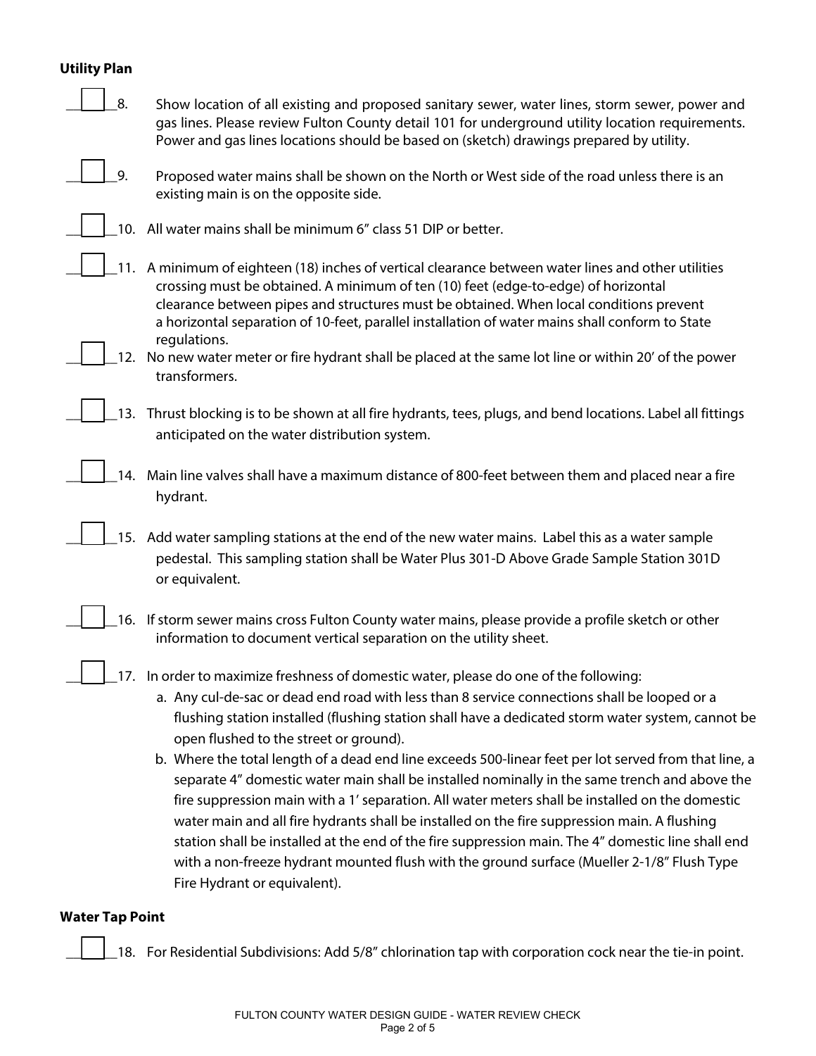**Utility Plan**

☐ 8. Show location of all existing and proposed sanitary sewer, water lines, storm sewer, power and gas lines. Please review Fulton County detail 101 for underground utility location requirements. Power and gas lines locations should be based on (sketch) drawings prepared by utility.

☐ 9. Proposed water mains shall be shown on the North or West side of the road unless there is an existing main is on the opposite side.

☐ 10. All water mains shall be minimum 6" class 51 DIP or better.

☐ 11. A minimum of eighteen (18) inches of vertical clearance between water lines and other utilities crossing must be obtained. A minimum of ten (10) feet (edge-to-edge) of horizontal clearance between pipes and structures must be obtained. When local conditions prevent a horizontal separation of 10-feet, parallel installation of water mains shall conform to State regulations.

☐ 12. No new water meter or fire hydrant shall be placed at the same lot line or within 20' of the power transformers.

☐ 13. Thrust blocking is to be shown at all fire hydrants, tees, plugs, and bend locations. Label all fittings anticipated on the water distribution system.

☐ 14. Main line valves shall have a maximum distance of 800-feet between them and placed near a fire hydrant.

☐ 15. Add water sampling stations at the end of the new water mains. Label this as a water sample pedestal. This sampling station shall be Water Plus 301-D Above Grade Sample Station 301D or equivalent.

☐ 16. If storm sewer mains cross Fulton County water mains, please provide a profile sketch or other information to document vertical separation on the utility sheet.

☐ 17. In order to maximize freshness of domestic water, please do one of the following:

  a. Any cul-de-sac or dead end road with less than 8 service connections shall be looped or a flushing station installed (flushing station shall have a dedicated storm water system, cannot be open flushed to the street or ground).

  b. Where the total length of a dead end line exceeds 500-linear feet per lot served from that line, a separate 4" domestic water main shall be installed nominally in the same trench and above the fire suppression main with a 1' separation. All water meters shall be installed on the domestic water main and all fire hydrants shall be installed on the fire suppression main. A flushing station shall be installed at the end of the fire suppression main. The 4" domestic line shall end with a non-freeze hydrant mounted flush with the ground surface (Mueller 2-1/8" Flush Type Fire Hydrant or equivalent).

**Water Tap Point**

☐ 18. For Residential Subdivisions: Add 5/8" chlorination tap with corporation cock near the tie-in point.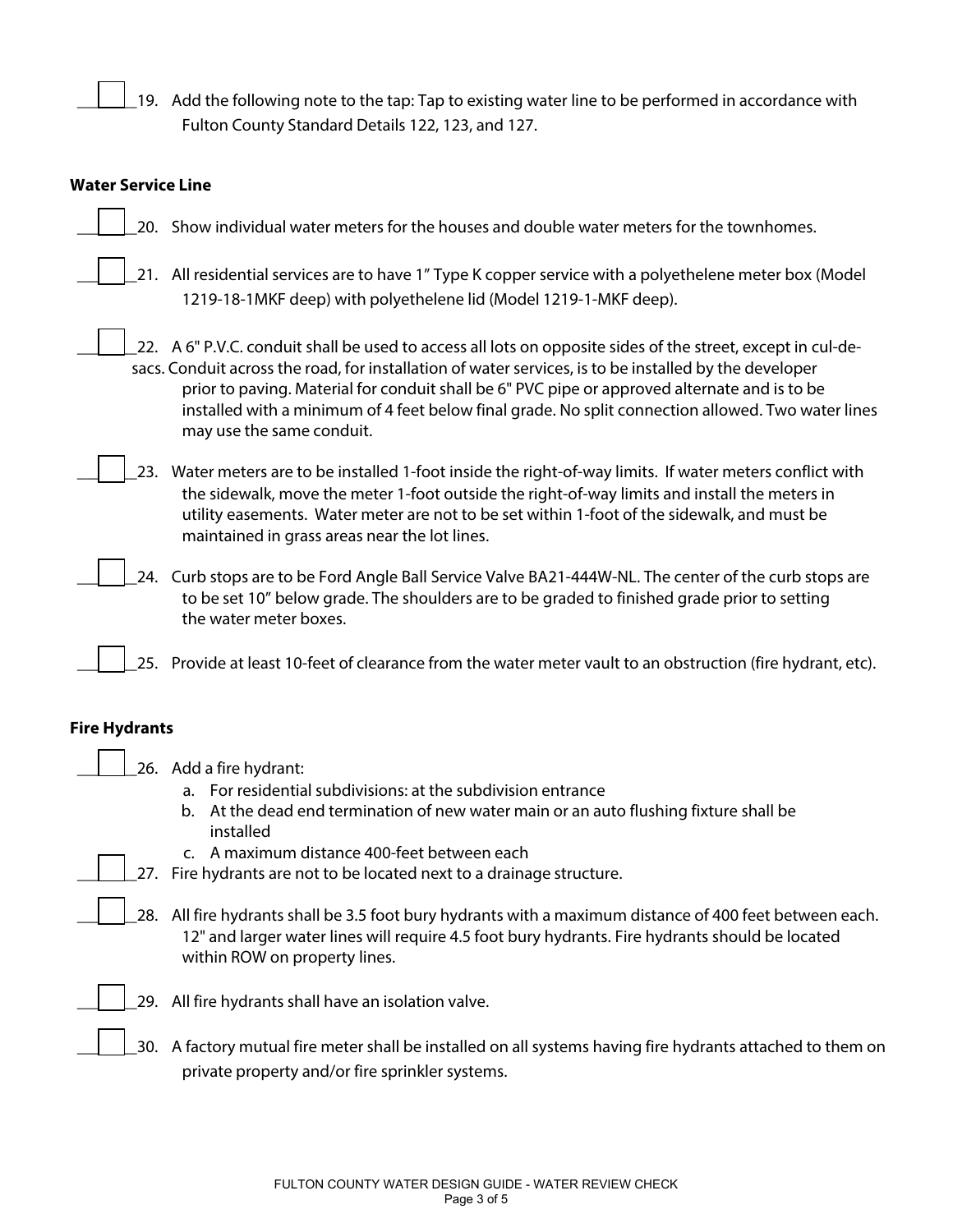☐ 19. Add the following note to the tap: Tap to existing water line to be performed in accordance with Fulton County Standard Details 122, 123, and 127.

**Water Service Line**

☐ 20. Show individual water meters for the houses and double water meters for the townhomes.

☐ 21. All residential services are to have 1" Type K copper service with a polyethelene meter box (Model 1219-18-1MKF deep) with polyethelene lid (Model 1219-1-MKF deep).

☐ 22. A 6" P.V.C. conduit shall be used to access all lots on opposite sides of the street, except in cul-de-sacs. Conduit across the road, for installation of water services, is to be installed by the developer prior to paving. Material for conduit shall be 6" PVC pipe or approved alternate and is to be installed with a minimum of 4 feet below final grade. No split connection allowed. Two water lines may use the same conduit.

☐ 23. Water meters are to be installed 1-foot inside the right-of-way limits. If water meters conflict with the sidewalk, move the meter 1-foot outside the right-of-way limits and install the meters in utility easements. Water meter are not to be set within 1-foot of the sidewalk, and must be maintained in grass areas near the lot lines.

☐ 24. Curb stops are to be Ford Angle Ball Service Valve BA21-444W-NL. The center of the curb stops are to be set 10" below grade. The shoulders are to be graded to finished grade prior to setting the water meter boxes.

☐ 25. Provide at least 10-feet of clearance from the water meter vault to an obstruction (fire hydrant, etc).

**Fire Hydrants**

☐ 26. Add a fire hydrant:
   a. For residential subdivisions: at the subdivision entrance
   b. At the dead end termination of new water main or an auto flushing fixture shall be installed
   c. A maximum distance 400-feet between each

☐ 27. Fire hydrants are not to be located next to a drainage structure.

☐ 28. All fire hydrants shall be 3.5 foot bury hydrants with a maximum distance of 400 feet between each. 12" and larger water lines will require 4.5 foot bury hydrants. Fire hydrants should be located within ROW on property lines.

☐ 29. All fire hydrants shall have an isolation valve.

☐ 30. A factory mutual fire meter shall be installed on all systems having fire hydrants attached to them on private property and/or fire sprinkler systems.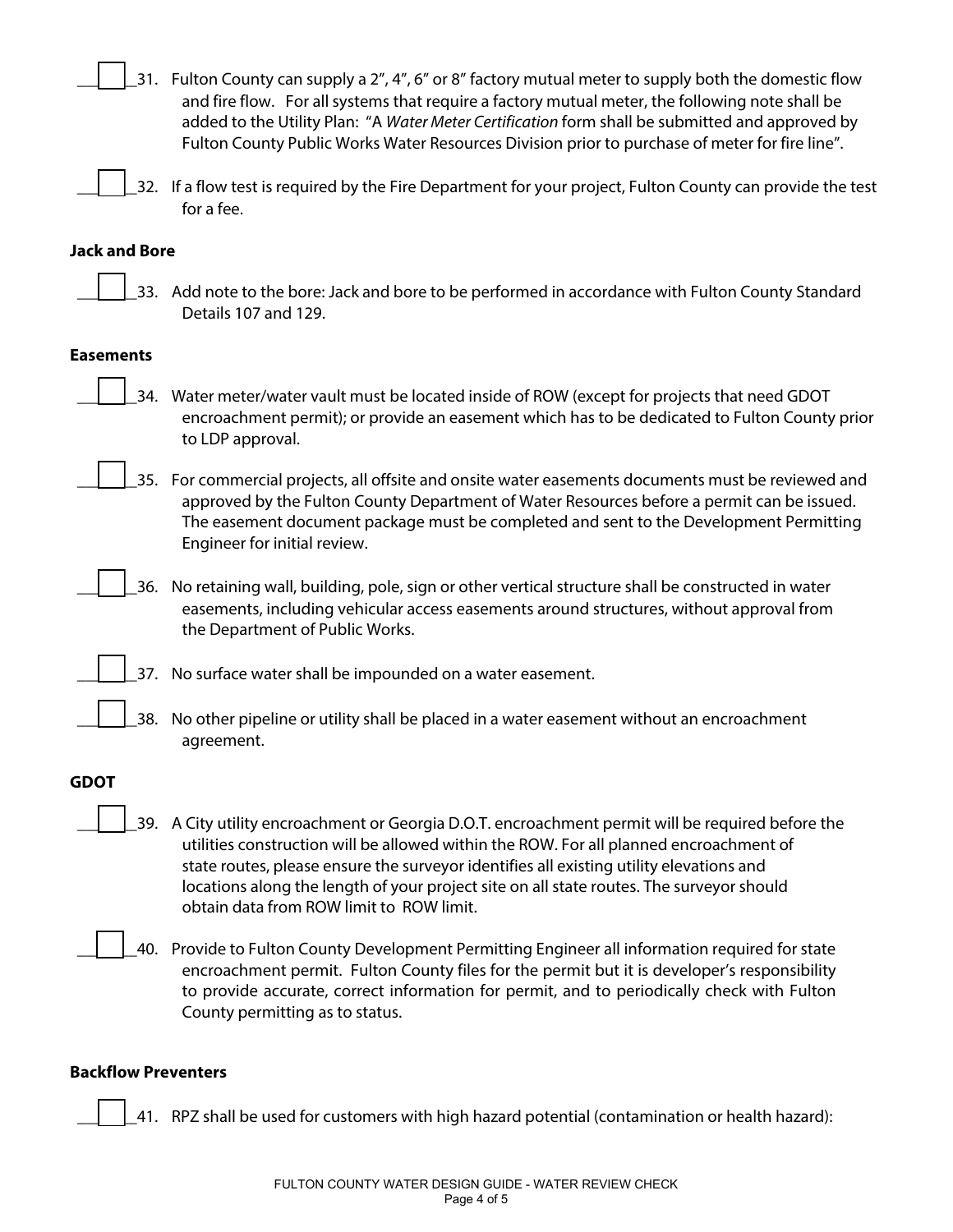\_\_\_☐\_\_31. Fulton County can supply a 2", 4", 6" or 8" factory mutual meter to supply both the domestic flow and fire flow. For all systems that require a factory mutual meter, the following note shall be added to the Utility Plan: "A *Water Meter Certification* form shall be submitted and approved by Fulton County Public Works Water Resources Division prior to purchase of meter for fire line".

\_\_\_☐\_\_32. If a flow test is required by the Fire Department for your project, Fulton County can provide the test for a fee.

**Jack and Bore**

\_\_\_☐\_\_33. Add note to the bore: Jack and bore to be performed in accordance with Fulton County Standard Details 107 and 129.

**Easements**

\_\_\_☐\_\_34. Water meter/water vault must be located inside of ROW (except for projects that need GDOT encroachment permit); or provide an easement which has to be dedicated to Fulton County prior to LDP approval.

\_\_\_☐\_\_35. For commercial projects, all offsite and onsite water easements documents must be reviewed and approved by the Fulton County Department of Water Resources before a permit can be issued. The easement document package must be completed and sent to the Development Permitting Engineer for initial review.

\_\_\_☐\_\_36. No retaining wall, building, pole, sign or other vertical structure shall be constructed in water easements, including vehicular access easements around structures, without approval from the Department of Public Works.

\_\_\_☐\_\_37. No surface water shall be impounded on a water easement.

\_\_\_☐\_\_38. No other pipeline or utility shall be placed in a water easement without an encroachment agreement.

**GDOT**

\_\_\_☐\_\_39. A City utility encroachment or Georgia D.O.T. encroachment permit will be required before the utilities construction will be allowed within the ROW. For all planned encroachment of state routes, please ensure the surveyor identifies all existing utility elevations and locations along the length of your project site on all state routes. The surveyor should obtain data from ROW limit to ROW limit.

\_\_\_☐\_\_40. Provide to Fulton County Development Permitting Engineer all information required for state encroachment permit. Fulton County files for the permit but it is developer's responsibility to provide accurate, correct information for permit, and to periodically check with Fulton County permitting as to status.

**Backflow Preventers**

\_\_\_☐\_\_41. RPZ shall be used for customers with high hazard potential (contamination or health hazard):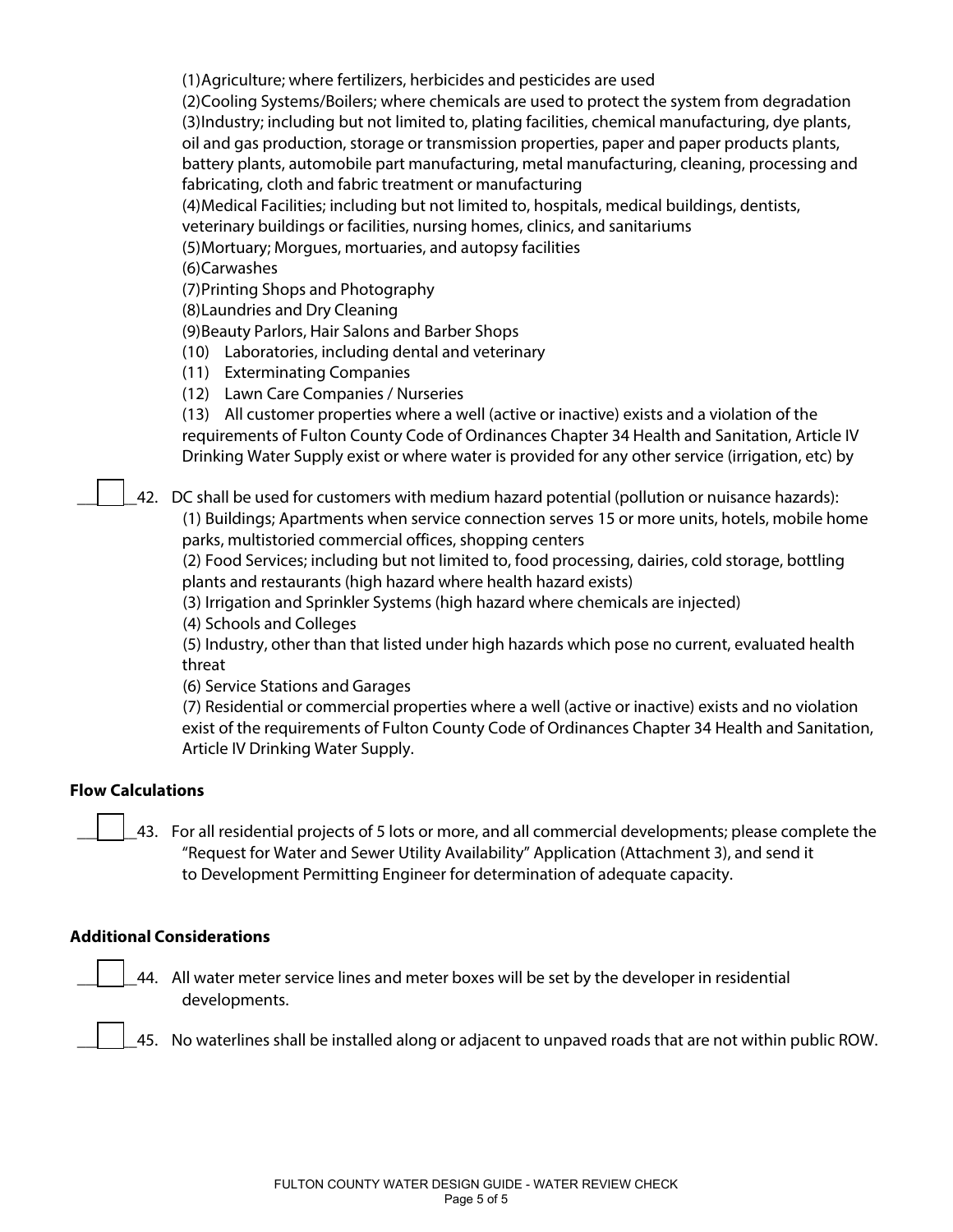(1) Agriculture; where fertilizers, herbicides and pesticides are used
(2) Cooling Systems/Boilers; where chemicals are used to protect the system from degradation
(3) Industry; including but not limited to, plating facilities, chemical manufacturing, dye plants, oil and gas production, storage or transmission properties, paper and paper products plants, battery plants, automobile part manufacturing, metal manufacturing, cleaning, processing and fabricating, cloth and fabric treatment or manufacturing
(4) Medical Facilities; including but not limited to, hospitals, medical buildings, dentists, veterinary buildings or facilities, nursing homes, clinics, and sanitariums
(5) Mortuary; Morgues, mortuaries, and autopsy facilities
(6) Carwashes
(7) Printing Shops and Photography
(8) Laundries and Dry Cleaning
(9) Beauty Parlors, Hair Salons and Barber Shops
(10) Laboratories, including dental and veterinary
(11) Exterminating Companies
(12) Lawn Care Companies / Nurseries
(13) All customer properties where a well (active or inactive) exists and a violation of the requirements of Fulton County Code of Ordinances Chapter 34 Health and Sanitation, Article IV Drinking Water Supply exist or where water is provided for any other service (irrigation, etc) by

☐ 42. DC shall be used for customers with medium hazard potential (pollution or nuisance hazards):
(1) Buildings; Apartments when service connection serves 15 or more units, hotels, mobile home parks, multistoried commercial offices, shopping centers
(2) Food Services; including but not limited to, food processing, dairies, cold storage, bottling plants and restaurants (high hazard where health hazard exists)
(3) Irrigation and Sprinkler Systems (high hazard where chemicals are injected)
(4) Schools and Colleges
(5) Industry, other than that listed under high hazards which pose no current, evaluated health threat
(6) Service Stations and Garages
(7) Residential or commercial properties where a well (active or inactive) exists and no violation exist of the requirements of Fulton County Code of Ordinances Chapter 34 Health and Sanitation, Article IV Drinking Water Supply.

**Flow Calculations**

☐ 43. For all residential projects of 5 lots or more, and all commercial developments; please complete the "Request for Water and Sewer Utility Availability" Application (Attachment 3), and send it to Development Permitting Engineer for determination of adequate capacity.

**Additional Considerations**

☐ 44. All water meter service lines and meter boxes will be set by the developer in residential developments.

☐ 45. No waterlines shall be installed along or adjacent to unpaved roads that are not within public ROW.